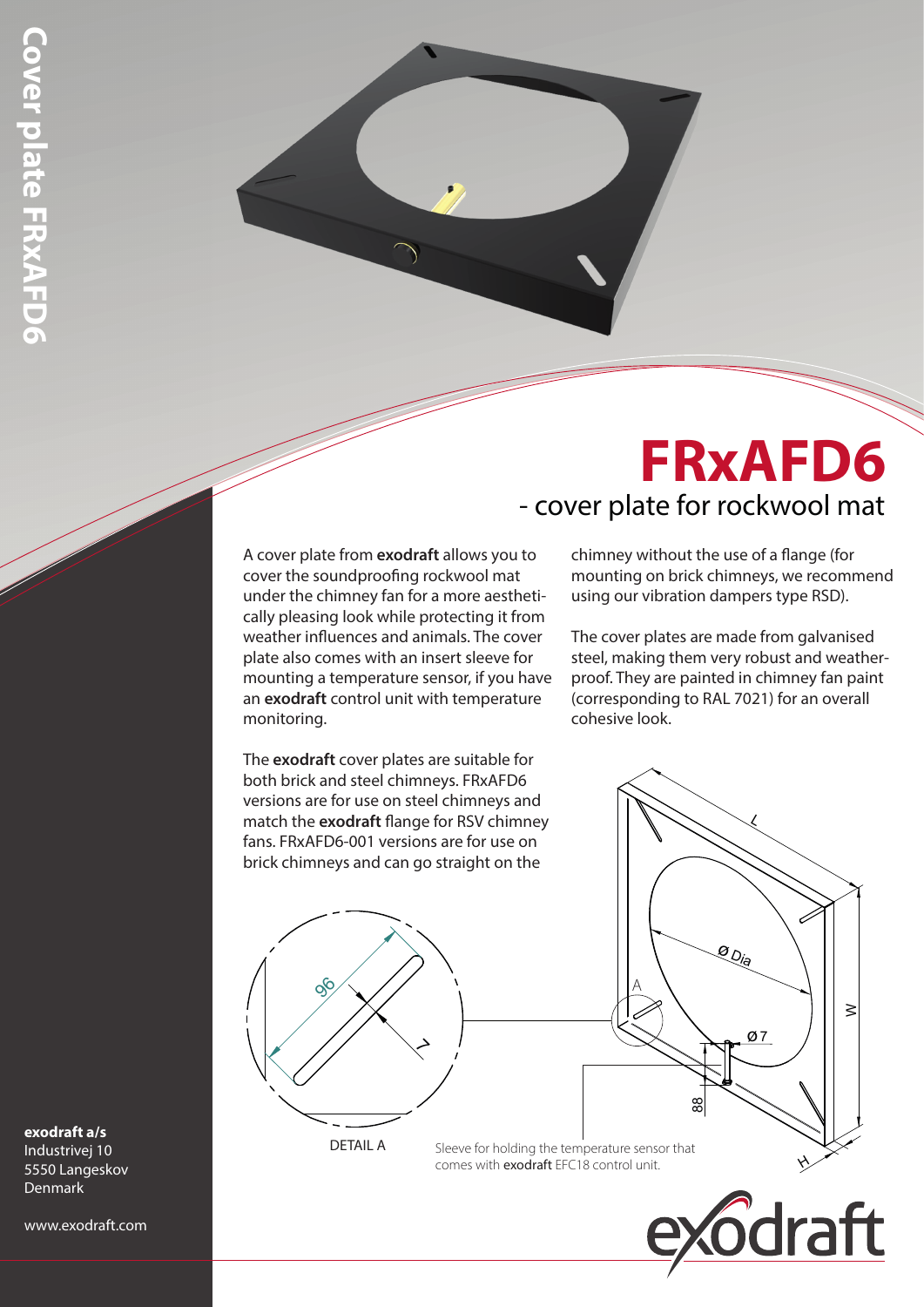# FRxAFD6

## - cover plate for rockwool mat

A cover plate from **exodraft** allows you to cover the soundproofing rockwool mat under the chimney fan for a more aesthetically pleasing look while protecting it from weather influences and animals. The cover plate also comes with an insert sleeve for mounting a temperature sensor, if you have an **exodraft** control unit with temperature monitoring.

The **exodraft** cover plates are suitable for both brick and steel chimneys. FRxAFD6 versions are for use on steel chimneys and match the **exodraft** flange for RSV chimney fans. FRxAFD6-001 versions are for use on brick chimneys and can go straight on the chimney without the use of a flange (for mounting on brick chimneys, we recommend using our vibration dampers type RSD).

The cover plates are made from galvanised steel, making them very robust and weatherproof. They are painted in chimney fan paint (corresponding to RAL 7021) for an overall cohesive look.

DETAIL A

Sleeve for holding the temperature sensor that comes with **exodraft** EFC18 control unit.

**exodraft a/s**
Industrivej 10
5550 Langeskov
Denmark

www.exodraft.com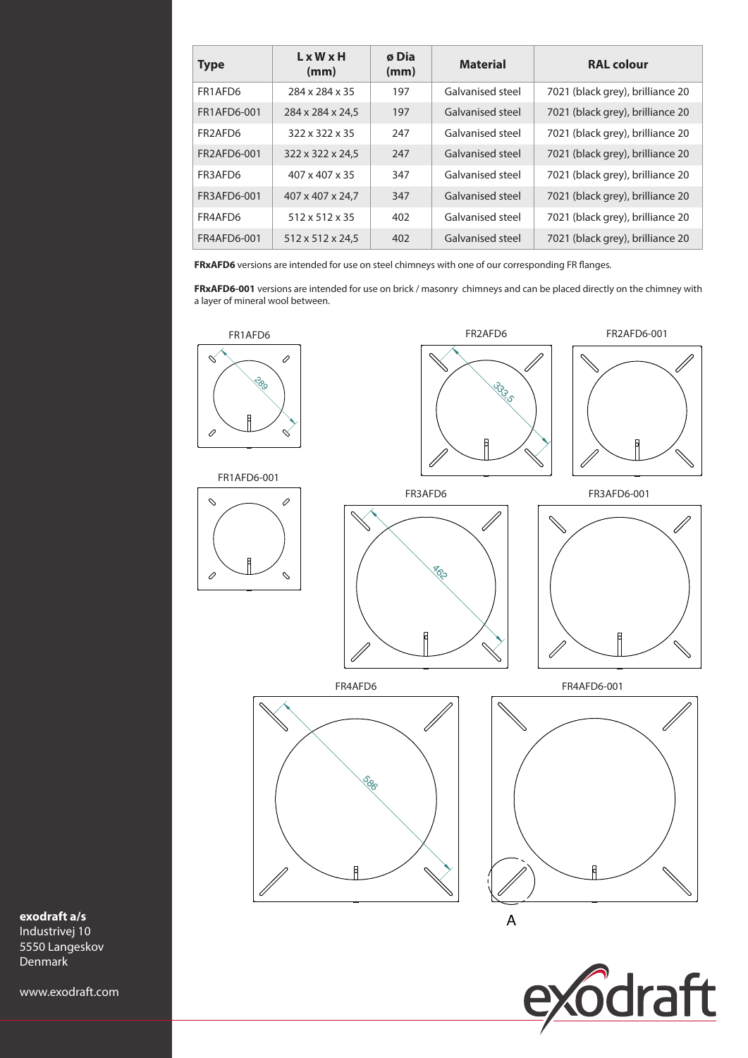| Type | L x W x H (mm) | ø Dia (mm) | Material | RAL colour |
|---|---|---|---|---|
| FR1AFD6 | 284 x 284 x 35 | 197 | Galvanised steel | 7021 (black grey), brilliance 20 |
| FR1AFD6-001 | 284 x 284 x 24,5 | 197 | Galvanised steel | 7021 (black grey), brilliance 20 |
| FR2AFD6 | 322 x 322 x 35 | 247 | Galvanised steel | 7021 (black grey), brilliance 20 |
| FR2AFD6-001 | 322 x 322 x 24,5 | 247 | Galvanised steel | 7021 (black grey), brilliance 20 |
| FR3AFD6 | 407 x 407 x 35 | 347 | Galvanised steel | 7021 (black grey), brilliance 20 |
| FR3AFD6-001 | 407 x 407 x 24,7 | 347 | Galvanised steel | 7021 (black grey), brilliance 20 |
| FR4AFD6 | 512 x 512 x 35 | 402 | Galvanised steel | 7021 (black grey), brilliance 20 |
| FR4AFD6-001 | 512 x 512 x 24,5 | 402 | Galvanised steel | 7021 (black grey), brilliance 20 |

**FRxAFD6** versions are intended for use on steel chimneys with one of our corresponding FR flanges.

**FRxAFD6-001** versions are intended for use on brick / masonry chimneys and can be placed directly on the chimney with a layer of mineral wool between.

FR1AFD6

289

FR2AFD6

333,5

FR2AFD6-001

FR1AFD6-001

FR3AFD6

462

FR3AFD6-001

FR4AFD6

586

FR4AFD6-001

A

**exodraft a/s**
Industrivej 10
5550 Langeskov
Denmark

www.exodraft.com